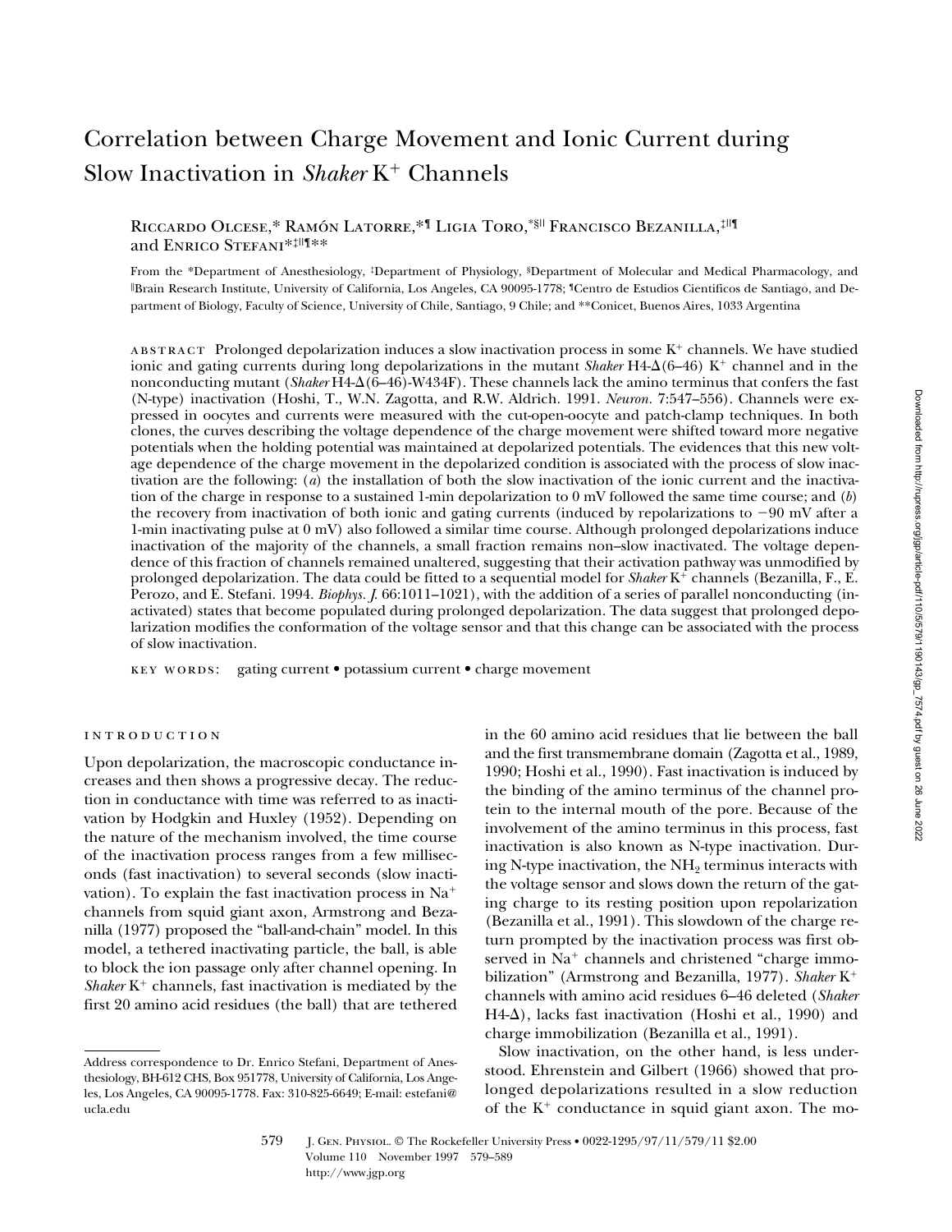# Correlation between Charge Movement and Ionic Current during Slow Inactivation in *Shaker* K+ Channels

Riccardo Olcese,* Ramón Latorre,*¶ Ligia Toro,*§‖ Francisco Bezanilla,‡‖¶ and Enrico Stefani*‡‖¶**

From the *Department of Anesthesiology, ‡Department of Physiology, §Department of Molecular and Medical Pharmacology, and ‖Brain Research Institute, University of California, Los Angeles, CA 90095-1778; ¶Centro de Estudios Cientificos de Santiago, and Department of Biology, Faculty of Science, University of Chile, Santiago, 9 Chile; and **Conicet, Buenos Aires, 1033 Argentina

ABSTRACT Prolonged depolarization induces a slow inactivation process in some $K^+$ channels. We have studied ionic and gating currents during long depolarizations in the mutant *Shaker* H4-Δ(6–46) $K^+$ channel and in the nonconducting mutant (*Shaker* H4-Δ(6–46)-W434F). These channels lack the amino terminus that confers the fast (N-type) inactivation (Hoshi, T., W.N. Zagotta, and R.W. Aldrich. 1991. *Neuron.* 7:547–556). Channels were expressed in oocytes and currents were measured with the cut-open-oocyte and patch-clamp techniques. In both clones, the curves describing the voltage dependence of the charge movement were shifted toward more negative potentials when the holding potential was maintained at depolarized potentials. The evidences that this new voltage dependence of the charge movement in the depolarized condition is associated with the process of slow inactivation are the following: (*a*) the installation of both the slow inactivation of the ionic current and the inactivation of the charge in response to a sustained 1-min depolarization to 0 mV followed the same time course; and (*b*) the recovery from inactivation of both ionic and gating currents (induced by repolarizations to −90 mV after a 1-min inactivating pulse at 0 mV) also followed a similar time course. Although prolonged depolarizations induce inactivation of the majority of the channels, a small fraction remains non–slow inactivated. The voltage dependence of this fraction of channels remained unaltered, suggesting that their activation pathway was unmodified by prolonged depolarization. The data could be fitted to a sequential model for *Shaker* $K^+$ channels (Bezanilla, F., E. Perozo, and E. Stefani. 1994. *Biophys. J.* 66:1011–1021), with the addition of a series of parallel nonconducting (inactivated) states that become populated during prolonged depolarization. The data suggest that prolonged depolarization modifies the conformation of the voltage sensor and that this change can be associated with the process of slow inactivation.

KEY WORDS: gating current • potassium current • charge movement

## INTRODUCTION

Upon depolarization, the macroscopic conductance increases and then shows a progressive decay. The reduction in conductance with time was referred to as inactivation by Hodgkin and Huxley (1952). Depending on the nature of the mechanism involved, the time course of the inactivation process ranges from a few milliseconds (fast inactivation) to several seconds (slow inactivation). To explain the fast inactivation process in $Na^+$ channels from squid giant axon, Armstrong and Bezanilla (1977) proposed the "ball-and-chain" model. In this model, a tethered inactivating particle, the ball, is able to block the ion passage only after channel opening. In *Shaker* $K^+$ channels, fast inactivation is mediated by the first 20 amino acid residues (the ball) that are tethered in the 60 amino acid residues that lie between the ball and the first transmembrane domain (Zagotta et al., 1989, 1990; Hoshi et al., 1990). Fast inactivation is induced by the binding of the amino terminus of the channel protein to the internal mouth of the pore. Because of the involvement of the amino terminus in this process, fast inactivation is also known as N-type inactivation. During N-type inactivation, the $NH_2$ terminus interacts with the voltage sensor and slows down the return of the gating charge to its resting position upon repolarization (Bezanilla et al., 1991). This slowdown of the charge return prompted by the inactivation process was first observed in $Na^+$ channels and christened "charge immobilization" (Armstrong and Bezanilla, 1977). *Shaker* $K^+$ channels with amino acid residues 6–46 deleted (*Shaker* H4-Δ), lacks fast inactivation (Hoshi et al., 1990) and charge immobilization (Bezanilla et al., 1991).

Slow inactivation, on the other hand, is less understood. Ehrenstein and Gilbert (1966) showed that prolonged depolarizations resulted in a slow reduction of the $K^+$ conductance in squid giant axon. The mo-

Address correspondence to Dr. Enrico Stefani, Department of Anesthesiology, BH-612 CHS, Box 951778, University of California, Los Angeles, Los Angeles, CA 90095-1778. Fax: 310-825-6649; E-mail: estefani@ucla.edu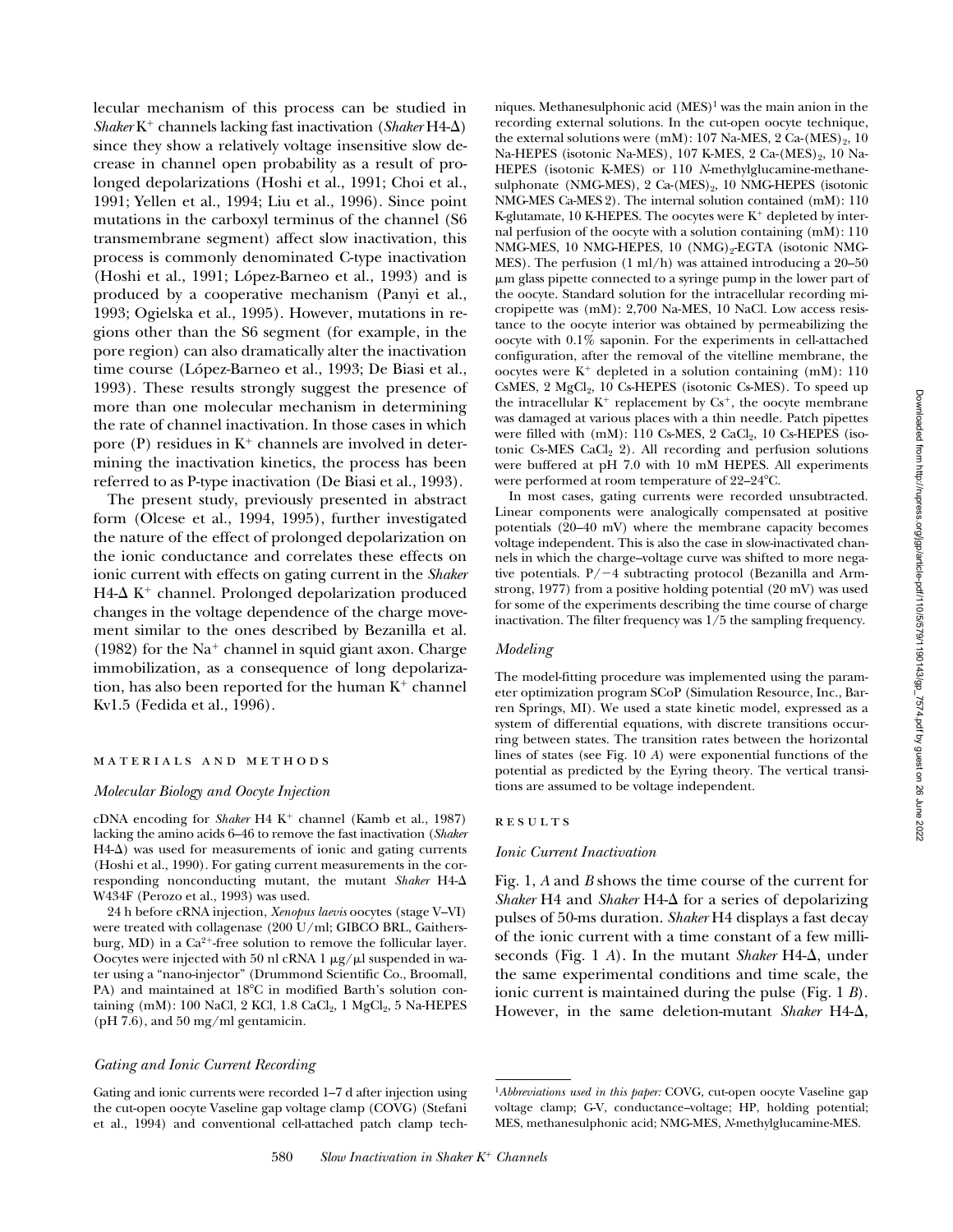lecular mechanism of this process can be studied in *Shaker* $K^+$ channels lacking fast inactivation (*Shaker* H4-Δ) since they show a relatively voltage insensitive slow decrease in channel open probability as a result of prolonged depolarizations (Hoshi et al., 1991; Choi et al., 1991; Yellen et al., 1994; Liu et al., 1996). Since point mutations in the carboxyl terminus of the channel (S6 transmembrane segment) affect slow inactivation, this process is commonly denominated C-type inactivation (Hoshi et al., 1991; López-Barneo et al., 1993) and is produced by a cooperative mechanism (Panyi et al., 1993; Ogielska et al., 1995). However, mutations in regions other than the S6 segment (for example, in the pore region) can also dramatically alter the inactivation time course (López-Barneo et al., 1993; De Biasi et al., 1993). These results strongly suggest the presence of more than one molecular mechanism in determining the rate of channel inactivation. In those cases in which pore (P) residues in $K^+$ channels are involved in determining the inactivation kinetics, the process has been referred to as P-type inactivation (De Biasi et al., 1993).

The present study, previously presented in abstract form (Olcese et al., 1994, 1995), further investigated the nature of the effect of prolonged depolarization on the ionic conductance and correlates these effects on ionic current with effects on gating current in the *Shaker* H4-Δ $K^+$ channel. Prolonged depolarization produced changes in the voltage dependence of the charge movement similar to the ones described by Bezanilla et al. (1982) for the $Na^+$ channel in squid giant axon. Charge immobilization, as a consequence of long depolarization, has also been reported for the human $K^+$ channel Kv1.5 (Fedida et al., 1996).

## MATERIALS AND METHODS

### Molecular Biology and Oocyte Injection

cDNA encoding for *Shaker* H4 $K^+$ channel (Kamb et al., 1987) lacking the amino acids 6–46 to remove the fast inactivation (*Shaker* H4-Δ) was used for measurements of ionic and gating currents (Hoshi et al., 1990). For gating current measurements in the corresponding nonconducting mutant, the mutant *Shaker* H4-Δ W434F (Perozo et al., 1993) was used.

24 h before cRNA injection, *Xenopus laevis* oocytes (stage V–VI) were treated with collagenase (200 U/ml; GIBCO BRL, Gaithersburg, MD) in a $Ca^{2+}$-free solution to remove the follicular layer. Oocytes were injected with 50 nl cRNA 1 μg/μl suspended in water using a "nano-injector" (Drummond Scientific Co., Broomall, PA) and maintained at 18°C in modified Barth's solution containing (mM): 100 NaCl, 2 KCl, 1.8 $CaCl_2$, 1 $MgCl_2$, 5 Na-HEPES (pH 7.6), and 50 mg/ml gentamicin.

### Gating and Ionic Current Recording

Gating and ionic currents were recorded 1–7 d after injection using the cut-open oocyte Vaseline gap voltage clamp (COVG) (Stefani et al., 1994) and conventional cell-attached patch clamp techniques. Methanesulphonic acid (MES)[1] was the main anion in the recording external solutions. In the cut-open oocyte technique, the external solutions were (mM): 107 Na-MES, 2 Ca-$(MES)_2$, 10 Na-HEPES (isotonic Na-MES), 107 K-MES, 2 Ca-$(MES)_2$, 10 Na-HEPES (isotonic K-MES) or 110 *N*-methylglucamine-methanesulphonate (NMG-MES), 2 Ca-$(MES)_2$, 10 NMG-HEPES (isotonic NMG-MES Ca-MES 2). The internal solution contained (mM): 110 K-glutamate, 10 K-HEPES. The oocytes were $K^+$ depleted by internal perfusion of the oocyte with a solution containing (mM): 110 NMG-MES, 10 NMG-HEPES, 10 $(NMG)_2$-EGTA (isotonic NMG-MES). The perfusion (1 ml/h) was attained introducing a 20–50 μm glass pipette connected to a syringe pump in the lower part of the oocyte. Standard solution for the intracellular recording micropipette was (mM): 2,700 Na-MES, 10 NaCl. Low access resistance to the oocyte interior was obtained by permeabilizing the oocyte with 0.1% saponin. For the experiments in cell-attached configuration, after the removal of the vitelline membrane, the oocytes were $K^+$ depleted in a solution containing (mM): 110 CsMES, 2 $MgCl_2$, 10 Cs-HEPES (isotonic Cs-MES). To speed up the intracellular $K^+$ replacement by $Cs^+$, the oocyte membrane was damaged at various places with a thin needle. Patch pipettes were filled with (mM): 110 Cs-MES, 2 $CaCl_2$, 10 Cs-HEPES (isotonic Cs-MES $CaCl_2$ 2). All recording and perfusion solutions were buffered at pH 7.0 with 10 mM HEPES. All experiments were performed at room temperature of 22–24°C.

In most cases, gating currents were recorded unsubtracted. Linear components were analogically compensated at positive potentials (20–40 mV) where the membrane capacity becomes voltage independent. This is also the case in slow-inactivated channels in which the charge–voltage curve was shifted to more negative potentials. P/−4 subtracting protocol (Bezanilla and Armstrong, 1977) from a positive holding potential (20 mV) was used for some of the experiments describing the time course of charge inactivation. The filter frequency was 1/5 the sampling frequency.

### Modeling

The model-fitting procedure was implemented using the parameter optimization program SCoP (Simulation Resource, Inc., Barren Springs, MI). We used a state kinetic model, expressed as a system of differential equations, with discrete transitions occurring between states. The transition rates between the horizontal lines of states (see Fig. 10 *A*) were exponential functions of the potential as predicted by the Eyring theory. The vertical transitions are assumed to be voltage independent.

## RESULTS

### Ionic Current Inactivation

Fig. 1, *A* and *B* shows the time course of the current for *Shaker* H4 and *Shaker* H4-Δ for a series of depolarizing pulses of 50-ms duration. *Shaker* H4 displays a fast decay of the ionic current with a time constant of a few milliseconds (Fig. 1 *A*). In the mutant *Shaker* H4-Δ, under the same experimental conditions and time scale, the ionic current is maintained during the pulse (Fig. 1 *B*). However, in the same deletion-mutant *Shaker* H4-Δ,

---

[1] *Abbreviations used in this paper:* COVG, cut-open oocyte Vaseline gap voltage clamp; G-V, conductance–voltage; HP, holding potential; MES, methanesulphonic acid; NMG-MES, *N*-methylglucamine-MES.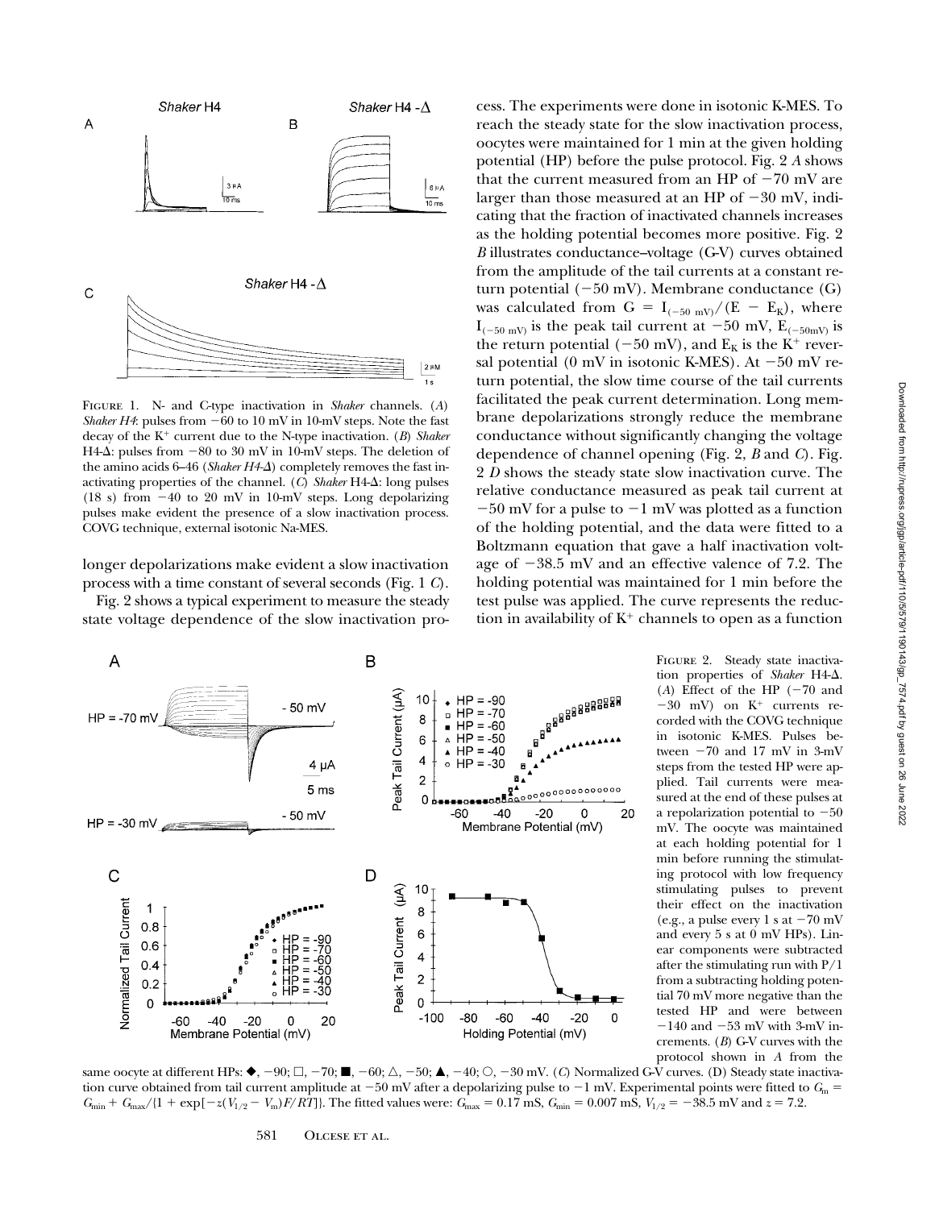FIGURE 1. N- and C-type inactivation in *Shaker* channels. (*A*) *Shaker H4*: pulses from −60 to 10 mV in 10-mV steps. Note the fast decay of the $K^+$ current due to the N-type inactivation. (*B*) *Shaker* H4-Δ: pulses from −80 to 30 mV in 10-mV steps. The deletion of the amino acids 6–46 (*Shaker H4-Δ*) completely removes the fast inactivating properties of the channel. (*C*) *Shaker* H4-Δ: long pulses (18 s) from −40 to 20 mV in 10-mV steps. Long depolarizing pulses make evident the presence of a slow inactivation process. COVG technique, external isotonic Na-MES.

longer depolarizations make evident a slow inactivation process with a time constant of several seconds (Fig. 1 *C*).

Fig. 2 shows a typical experiment to measure the steady state voltage dependence of the slow inactivation process. The experiments were done in isotonic K-MES. To reach the steady state for the slow inactivation process, oocytes were maintained for 1 min at the given holding potential (HP) before the pulse protocol. Fig. 2 *A* shows that the current measured from an HP of −70 mV are larger than those measured at an HP of −30 mV, indicating that the fraction of inactivated channels increases as the holding potential becomes more positive. Fig. 2 *B* illustrates conductance–voltage (G-V) curves obtained from the amplitude of the tail currents at a constant return potential (−50 mV). Membrane conductance (G) was calculated from $G = I_{(-50\ mV)}/(E - E_K)$, where $I_{(-50\ mV)}$ is the peak tail current at −50 mV, $E_{(-50mV)}$ is the return potential (−50 mV), and $E_K$ is the $K^+$ reversal potential (0 mV in isotonic K-MES). At −50 mV return potential, the slow time course of the tail currents facilitated the peak current determination. Long membrane depolarizations strongly reduce the membrane conductance without significantly changing the voltage dependence of channel opening (Fig. 2, *B* and *C*). Fig. 2 *D* shows the steady state slow inactivation curve. The relative conductance measured as peak tail current at −50 mV for a pulse to −1 mV was plotted as a function of the holding potential, and the data were fitted to a Boltzmann equation that gave a half inactivation voltage of −38.5 mV and an effective valence of 7.2. The holding potential was maintained for 1 min before the test pulse was applied. The curve represents the reduction in availability of $K^+$ channels to open as a function

FIGURE 2. Steady state inactivation properties of *Shaker* H4-Δ. (*A*) Effect of the HP (−70 and −30 mV) on $K^+$ currents recorded with the COVG technique in isotonic K-MES. Pulses between −70 and 17 mV in 3-mV steps from the tested HP were applied. Tail currents were measured at the end of these pulses at a repolarization potential to −50 mV. The oocyte was maintained at each holding potential for 1 min before running the stimulating protocol with low frequency stimulating pulses to prevent their effect on the inactivation (e.g., a pulse every 1 s at −70 mV and every 5 s at 0 mV HPs). Linear components were subtracted after the stimulating run with P/1 from a subtracting holding potential 70 mV more negative than the tested HP and were between −140 and −53 mV with 3-mV increments. (*B*) G-V curves with the protocol shown in *A* from the same oocyte at different HPs: ◆, −90; □, −70; ■, −60; △, −50; ▲, −40; ○, −30 mV. (*C*) Normalized G-V curves. (D) Steady state inactivation curve obtained from tail current amplitude at −50 mV after a depolarizing pulse to −1 mV. Experimental points were fitted to $G_m = G_{min} + G_{max}/\{1 + \exp[-z(V_{1/2} - V_m)F/RT]\}$. The fitted values were: $G_{max} = 0.17$ mS, $G_{min} = 0.007$ mS, $V_{1/2} = -38.5$ mV and $z = 7.2$.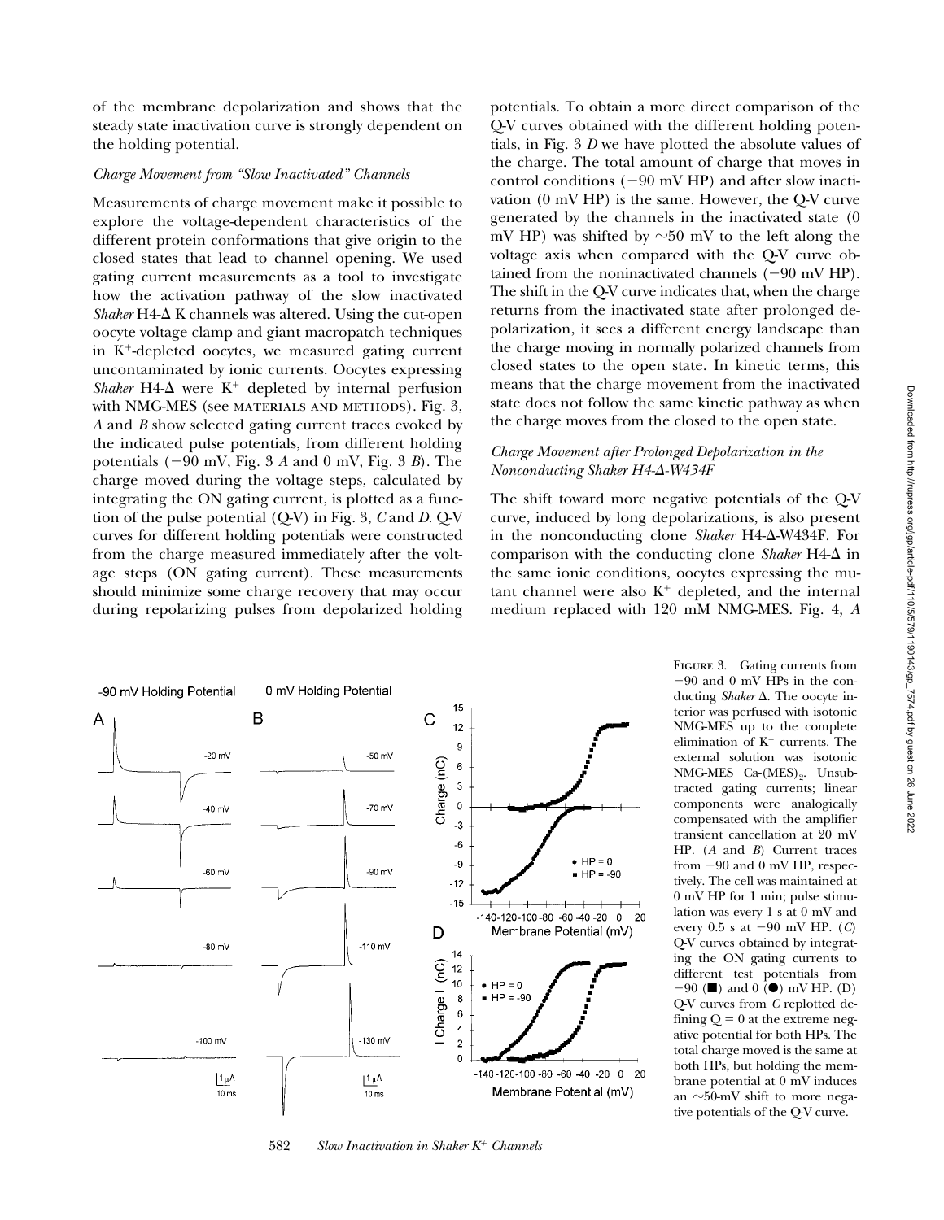of the membrane depolarization and shows that the steady state inactivation curve is strongly dependent on the holding potential.

### *Charge Movement from "Slow Inactivated" Channels*

Measurements of charge movement make it possible to explore the voltage-dependent characteristics of the different protein conformations that give origin to the closed states that lead to channel opening. We used gating current measurements as a tool to investigate how the activation pathway of the slow inactivated *Shaker* H4-Δ K channels was altered. Using the cut-open oocyte voltage clamp and giant macropatch techniques in $K^+$-depleted oocytes, we measured gating current uncontaminated by ionic currents. Oocytes expressing *Shaker* H4-Δ were $K^+$ depleted by internal perfusion with NMG-MES (see MATERIALS AND METHODS). Fig. 3, *A* and *B* show selected gating current traces evoked by the indicated pulse potentials, from different holding potentials (−90 mV, Fig. 3 *A* and 0 mV, Fig. 3 *B*). The charge moved during the voltage steps, calculated by integrating the ON gating current, is plotted as a function of the pulse potential (Q-V) in Fig. 3, *C* and *D*. Q-V curves for different holding potentials were constructed from the charge measured immediately after the voltage steps (ON gating current). These measurements should minimize some charge recovery that may occur during repolarizing pulses from depolarized holding potentials. To obtain a more direct comparison of the Q-V curves obtained with the different holding potentials, in Fig. 3 *D* we have plotted the absolute values of the charge. The total amount of charge that moves in control conditions (−90 mV HP) and after slow inactivation (0 mV HP) is the same. However, the Q-V curve generated by the channels in the inactivated state (0 mV HP) was shifted by ∼50 mV to the left along the voltage axis when compared with the Q-V curve obtained from the noninactivated channels (−90 mV HP). The shift in the Q-V curve indicates that, when the charge returns from the inactivated state after prolonged depolarization, it sees a different energy landscape than the charge moving in normally polarized channels from closed states to the open state. In kinetic terms, this means that the charge movement from the inactivated state does not follow the same kinetic pathway as when the charge moves from the closed to the open state.

### *Charge Movement after Prolonged Depolarization in the Nonconducting Shaker H4-Δ-W434F*

The shift toward more negative potentials of the Q-V curve, induced by long depolarizations, is also present in the nonconducting clone *Shaker* H4-Δ-W434F. For comparison with the conducting clone *Shaker* H4-Δ in the same ionic conditions, oocytes expressing the mutant channel were also $K^+$ depleted, and the internal medium replaced with 120 mM NMG-MES. Fig. 4, *A*

FIGURE 3. Gating currents from −90 and 0 mV HPs in the conducting *Shaker* Δ. The oocyte interior was perfused with isotonic NMG-MES up to the complete elimination of $K^+$ currents. The external solution was isotonic NMG-MES $Ca\text{-}(MES)_2$. Unsubtracted gating currents; linear components were analogically compensated with the amplifier transient cancellation at 20 mV HP. (*A* and *B*) Current traces from −90 and 0 mV HP, respectively. The cell was maintained at 0 mV HP for 1 min; pulse stimulation was every 1 s at 0 mV and every 0.5 s at −90 mV HP. (*C*) Q-V curves obtained by integrating the ON gating currents to different test potentials from −90 (■) and 0 (●) mV HP. (D) Q-V curves from *C* replotted defining Q = 0 at the extreme negative potential for both HPs. The total charge moved is the same at both HPs, but holding the membrane potential at 0 mV induces an ∼50-mV shift to more negative potentials of the Q-V curve.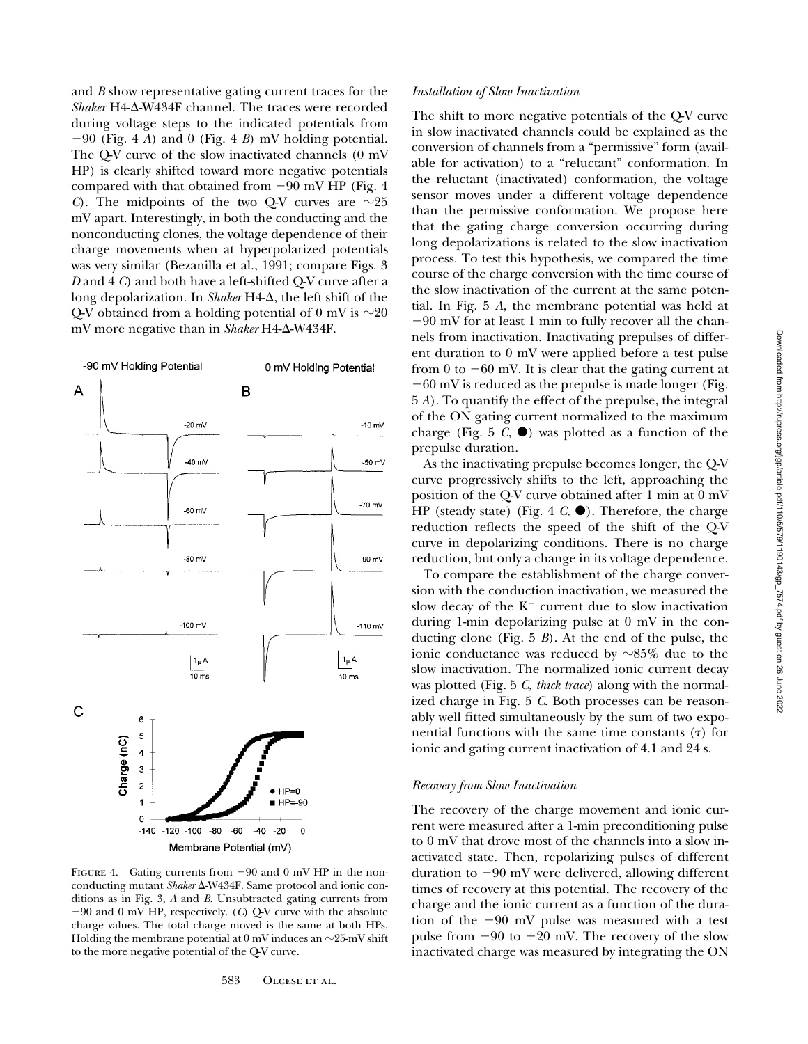and *B* show representative gating current traces for the *Shaker* H4-Δ-W434F channel. The traces were recorded during voltage steps to the indicated potentials from −90 (Fig. 4 *A*) and 0 (Fig. 4 *B*) mV holding potential. The Q-V curve of the slow inactivated channels (0 mV HP) is clearly shifted toward more negative potentials compared with that obtained from −90 mV HP (Fig. 4 *C*). The midpoints of the two Q-V curves are ∼25 mV apart. Interestingly, in both the conducting and the nonconducting clones, the voltage dependence of their charge movements when at hyperpolarized potentials was very similar (Bezanilla et al., 1991; compare Figs. 3 *D* and 4 *C*) and both have a left-shifted Q-V curve after a long depolarization. In *Shaker* H4-Δ, the left shift of the Q-V obtained from a holding potential of 0 mV is ∼20 mV more negative than in *Shaker* H4-Δ-W434F.

FIGURE 4. Gating currents from −90 and 0 mV HP in the nonconducting mutant *Shaker* Δ-W434F. Same protocol and ionic conditions as in Fig. 3, *A* and *B*. Unsubtracted gating currents from −90 and 0 mV HP, respectively. (*C*) Q-V curve with the absolute charge values. The total charge moved is the same at both HPs. Holding the membrane potential at 0 mV induces an ∼25-mV shift to the more negative potential of the Q-V curve.

*Installation of Slow Inactivation*

The shift to more negative potentials of the Q-V curve in slow inactivated channels could be explained as the conversion of channels from a "permissive" form (available for activation) to a "reluctant" conformation. In the reluctant (inactivated) conformation, the voltage sensor moves under a different voltage dependence than the permissive conformation. We propose here that the gating charge conversion occurring during long depolarizations is related to the slow inactivation process. To test this hypothesis, we compared the time course of the charge conversion with the time course of the slow inactivation of the current at the same potential. In Fig. 5 *A*, the membrane potential was held at −90 mV for at least 1 min to fully recover all the channels from inactivation. Inactivating prepulses of different duration to 0 mV were applied before a test pulse from 0 to −60 mV. It is clear that the gating current at −60 mV is reduced as the prepulse is made longer (Fig. 5 *A*). To quantify the effect of the prepulse, the integral of the ON gating current normalized to the maximum charge (Fig. 5 *C*, ●) was plotted as a function of the prepulse duration.

As the inactivating prepulse becomes longer, the Q-V curve progressively shifts to the left, approaching the position of the Q-V curve obtained after 1 min at 0 mV HP (steady state) (Fig. 4 *C*, ●). Therefore, the charge reduction reflects the speed of the shift of the Q-V curve in depolarizing conditions. There is no charge reduction, but only a change in its voltage dependence.

To compare the establishment of the charge conversion with the conduction inactivation, we measured the slow decay of the $K^+$ current due to slow inactivation during 1-min depolarizing pulse at 0 mV in the conducting clone (Fig. 5 *B*). At the end of the pulse, the ionic conductance was reduced by ∼85% due to the slow inactivation. The normalized ionic current decay was plotted (Fig. 5 *C, thick trace*) along with the normalized charge in Fig. 5 *C*. Both processes can be reasonably well fitted simultaneously by the sum of two exponential functions with the same time constants (τ) for ionic and gating current inactivation of 4.1 and 24 s.

*Recovery from Slow Inactivation*

The recovery of the charge movement and ionic current were measured after a 1-min preconditioning pulse to 0 mV that drove most of the channels into a slow inactivated state. Then, repolarizing pulses of different duration to −90 mV were delivered, allowing different times of recovery at this potential. The recovery of the charge and the ionic current as a function of the duration of the −90 mV pulse was measured with a test pulse from −90 to +20 mV. The recovery of the slow inactivated charge was measured by integrating the ON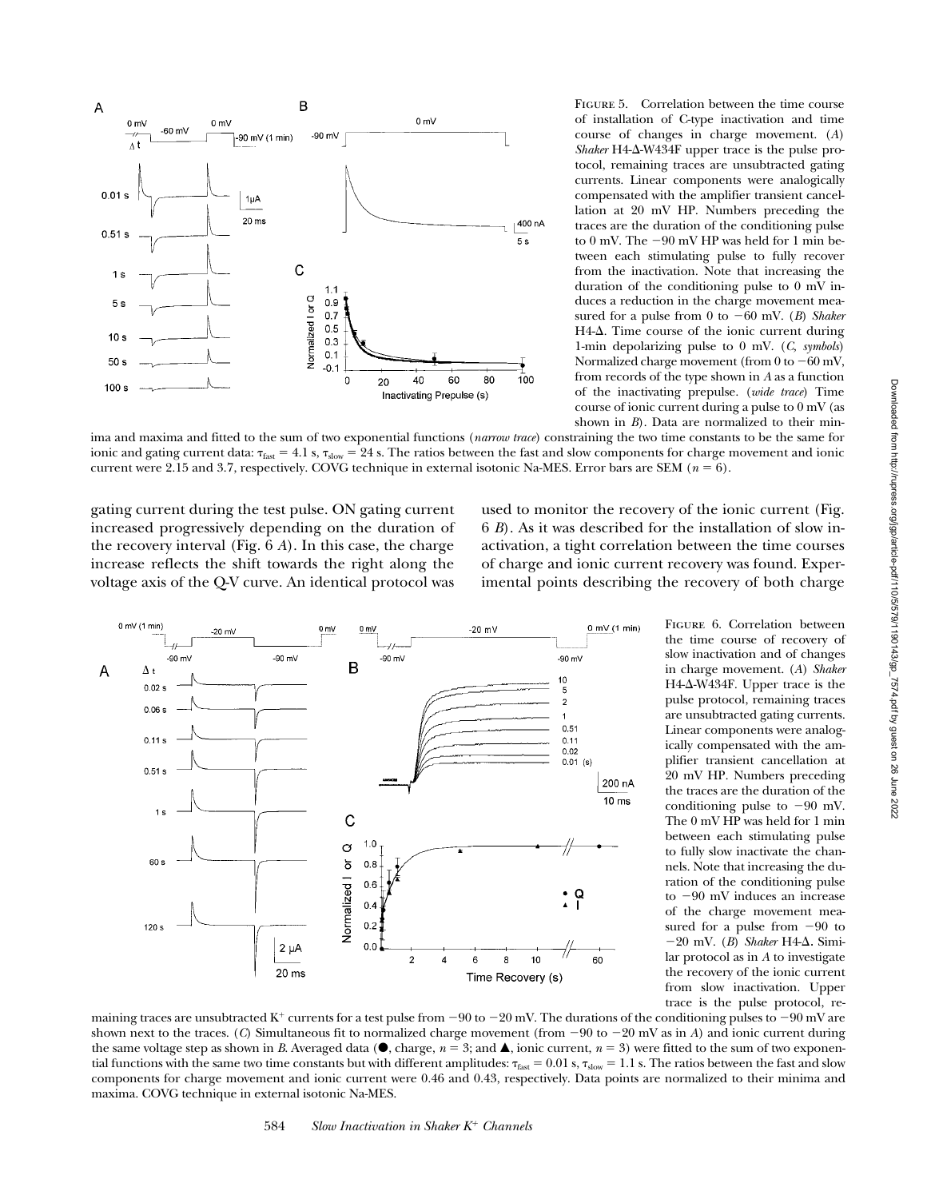FIGURE 5. Correlation between the time course of installation of C-type inactivation and time course of changes in charge movement. (*A*) *Shaker* H4-Δ-W434F upper trace is the pulse protocol, remaining traces are unsubtracted gating currents. Linear components were analogically compensated with the amplifier transient cancellation at 20 mV HP. Numbers preceding the traces are the duration of the conditioning pulse to 0 mV. The −90 mV HP was held for 1 min between each stimulating pulse to fully recover from the inactivation. Note that increasing the duration of the conditioning pulse to 0 mV induces a reduction in the charge movement measured for a pulse from 0 to −60 mV. (*B*) *Shaker* H4-Δ. Time course of the ionic current during 1-min depolarizing pulse to 0 mV. (*C, symbols*) Normalized charge movement (from 0 to −60 mV, from records of the type shown in *A* as a function of the inactivating prepulse. (*wide trace*) Time course of ionic current during a pulse to 0 mV (as shown in *B*). Data are normalized to their minima and maxima and fitted to the sum of two exponential functions (*narrow trace*) constraining the two time constants to be the same for ionic and gating current data: $\tau_{fast}$ = 4.1 s, $\tau_{slow}$ = 24 s. The ratios between the fast and slow components for charge movement and ionic current were 2.15 and 3.7, respectively. COVG technique in external isotonic Na-MES. Error bars are SEM ($n$ = 6).

gating current during the test pulse. ON gating current increased progressively depending on the duration of the recovery interval (Fig. 6 *A*). In this case, the charge increase reflects the shift towards the right along the voltage axis of the Q-V curve. An identical protocol was used to monitor the recovery of the ionic current (Fig. 6 *B*). As it was described for the installation of slow inactivation, a tight correlation between the time courses of charge and ionic current recovery was found. Experimental points describing the recovery of both charge

FIGURE 6. Correlation between the time course of recovery of slow inactivation and of changes in charge movement. (*A*) *Shaker* H4-Δ-W434F. Upper trace is the pulse protocol, remaining traces are unsubtracted gating currents. Linear components were analogically compensated with the amplifier transient cancellation at 20 mV HP. Numbers preceding the traces are the duration of the conditioning pulse to −90 mV. The 0 mV HP was held for 1 min between each stimulating pulse to fully slow inactivate the channels. Note that increasing the duration of the conditioning pulse to −90 mV induces an increase of the charge movement measured for a pulse from −90 to −20 mV. (*B*) *Shaker* H4-Δ. Similar protocol as in *A* to investigate the recovery of the ionic current from slow inactivation. Upper trace is the pulse protocol, remaining traces are unsubtracted $K^+$ currents for a test pulse from −90 to −20 mV. The durations of the conditioning pulses to −90 mV are shown next to the traces. (*C*) Simultaneous fit to normalized charge movement (from −90 to −20 mV as in *A*) and ionic current during the same voltage step as shown in *B*. Averaged data (●, charge, $n$ = 3; and ▲, ionic current, $n$ = 3) were fitted to the sum of two exponential functions with the same two time constants but with different amplitudes: $\tau_{fast}$ = 0.01 s, $\tau_{slow}$ = 1.1 s. The ratios between the fast and slow components for charge movement and ionic current were 0.46 and 0.43, respectively. Data points are normalized to their minima and maxima. COVG technique in external isotonic Na-MES.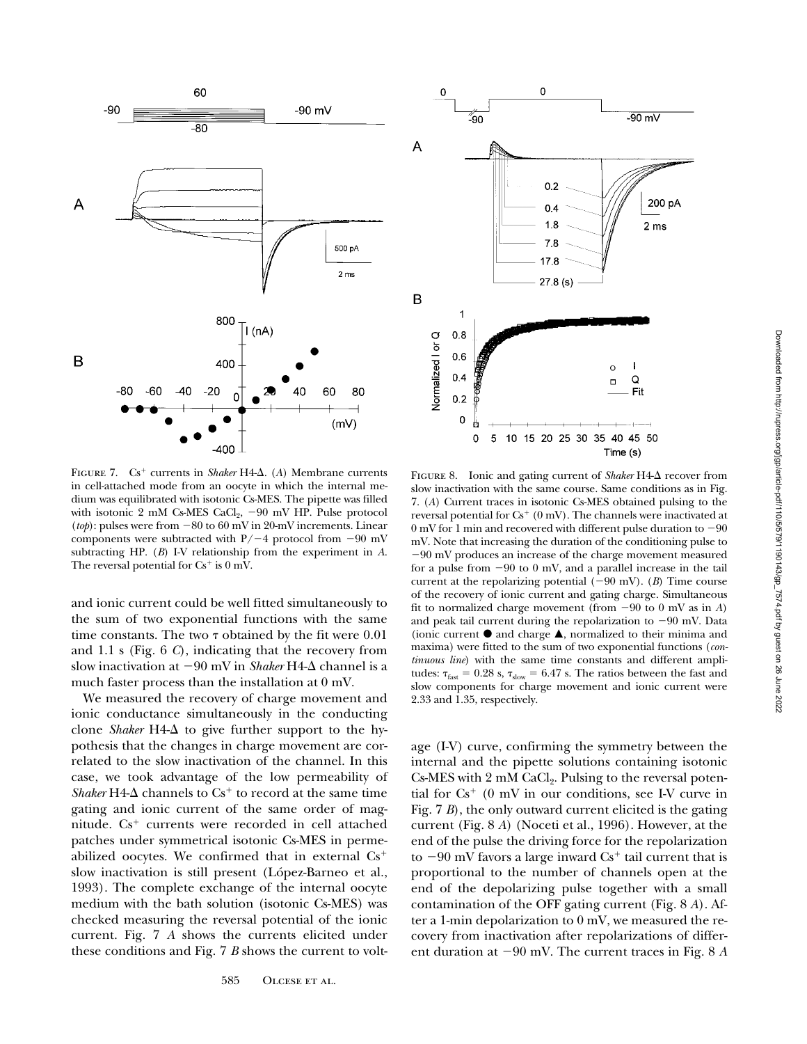FIGURE 7. $Cs^+$ currents in *Shaker* H4-Δ. (*A*) Membrane currents in cell-attached mode from an oocyte in which the internal medium was equilibrated with isotonic Cs-MES. The pipette was filled with isotonic 2 mM Cs-MES $CaCl_2$, −90 mV HP. Pulse protocol (*top*): pulses were from −80 to 60 mV in 20-mV increments. Linear components were subtracted with P/−4 protocol from −90 mV subtracting HP. (*B*) I-V relationship from the experiment in *A*. The reversal potential for $Cs^+$ is 0 mV.

FIGURE 8. Ionic and gating current of *Shaker* H4-Δ recover from slow inactivation with the same course. Same conditions as in Fig. 7. (*A*) Current traces in isotonic Cs-MES obtained pulsing to the reversal potential for $Cs^+$ (0 mV). The channels were inactivated at 0 mV for 1 min and recovered with different pulse duration to −90 mV. Note that increasing the duration of the conditioning pulse to −90 mV produces an increase of the charge movement measured for a pulse from −90 to 0 mV, and a parallel increase in the tail current at the repolarizing potential (−90 mV). (*B*) Time course of the recovery of ionic current and gating charge. Simultaneous fit to normalized charge movement (from −90 to 0 mV as in *A*) and peak tail current during the repolarization to −90 mV. Data (ionic current ● and charge ▲, normalized to their minima and maxima) were fitted to the sum of two exponential functions (*continuous line*) with the same time constants and different amplitudes: $\tau_{fast}$ = 0.28 s, $\tau_{slow}$ = 6.47 s. The ratios between the fast and slow components for charge movement and ionic current were 2.33 and 1.35, respectively.

and ionic current could be well fitted simultaneously to the sum of two exponential functions with the same time constants. The two τ obtained by the fit were 0.01 and 1.1 s (Fig. 6 *C*), indicating that the recovery from slow inactivation at −90 mV in *Shaker* H4-Δ channel is a much faster process than the installation at 0 mV.

We measured the recovery of charge movement and ionic conductance simultaneously in the conducting clone *Shaker* H4-Δ to give further support to the hypothesis that the changes in charge movement are correlated to the slow inactivation of the channel. In this case, we took advantage of the low permeability of *Shaker* H4-Δ channels to $Cs^+$ to record at the same time gating and ionic current of the same order of magnitude. $Cs^+$ currents were recorded in cell attached patches under symmetrical isotonic Cs-MES in permeabilized oocytes. We confirmed that in external $Cs^+$ slow inactivation is still present (López-Barneo et al., 1993). The complete exchange of the internal oocyte medium with the bath solution (isotonic Cs-MES) was checked measuring the reversal potential of the ionic current. Fig. 7 *A* shows the currents elicited under these conditions and Fig. 7 *B* shows the current to voltage (I-V) curve, confirming the symmetry between the internal and the pipette solutions containing isotonic Cs-MES with 2 mM $CaCl_2$. Pulsing to the reversal potential for $Cs^+$ (0 mV in our conditions, see I-V curve in Fig. 7 *B*), the only outward current elicited is the gating current (Fig. 8 *A*) (Noceti et al., 1996). However, at the end of the pulse the driving force for the repolarization to −90 mV favors a large inward $Cs^+$ tail current that is proportional to the number of channels open at the end of the depolarizing pulse together with a small contamination of the OFF gating current (Fig. 8 *A*). After a 1-min depolarization to 0 mV, we measured the recovery from inactivation after repolarizations of different duration at −90 mV. The current traces in Fig. 8 *A*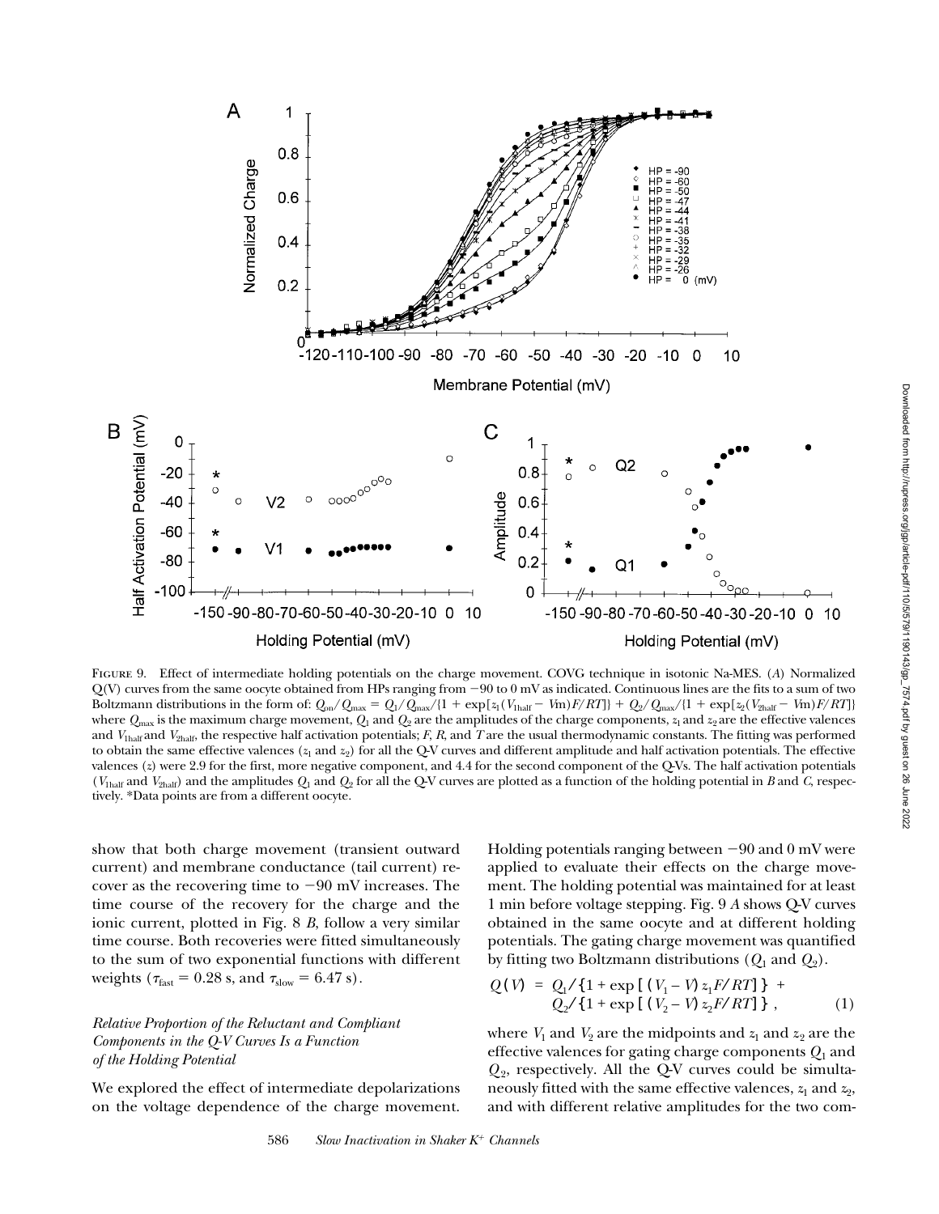FIGURE 9. Effect of intermediate holding potentials on the charge movement. COVG technique in isotonic Na-MES. (*A*) Normalized Q(V) curves from the same oocyte obtained from HPs ranging from −90 to 0 mV as indicated. Continuous lines are the fits to a sum of two Boltzmann distributions in the form of: $Q_{on}/Q_{max} = Q_1/Q_{max}/\{1 + \exp[z_1(V_{1half} - Vm)F/RT]\} + Q_2/Q_{max}/\{1 + \exp[z_2(V_{2half} - Vm)F/RT]\}$ where $Q_{max}$ is the maximum charge movement, $Q_1$ and $Q_2$ are the amplitudes of the charge components, $z_1$ and $z_2$ are the effective valences and $V_{1half}$ and $V_{2half}$, the respective half activation potentials; *F*, *R*, and *T* are the usual thermodynamic constants. The fitting was performed to obtain the same effective valences ($z_1$ and $z_2$) for all the Q-V curves and different amplitude and half activation potentials. The effective valences (*z*) were 2.9 for the first, more negative component, and 4.4 for the second component of the Q-Vs. The half activation potentials ($V_{1half}$ and $V_{2half}$) and the amplitudes $Q_1$ and $Q_2$ for all the Q-V curves are plotted as a function of the holding potential in *B* and *C*, respectively. *Data points are from a different oocyte.

show that both charge movement (transient outward current) and membrane conductance (tail current) recover as the recovering time to −90 mV increases. The time course of the recovery for the charge and the ionic current, plotted in Fig. 8 *B*, follow a very similar time course. Both recoveries were fitted simultaneously to the sum of two exponential functions with different weights ($\tau_{fast}$ = 0.28 s, and $\tau_{slow}$ = 6.47 s).

### *Relative Proportion of the Reluctant and Compliant Components in the Q-V Curves Is a Function of the Holding Potential*

We explored the effect of intermediate depolarizations on the voltage dependence of the charge movement. Holding potentials ranging between −90 and 0 mV were applied to evaluate their effects on the charge movement. The holding potential was maintained for at least 1 min before voltage stepping. Fig. 9 *A* shows Q-V curves obtained in the same oocyte and at different holding potentials. The gating charge movement was quantified by fitting two Boltzmann distributions ($Q_1$ and $Q_2$).

$$Q(V) = Q_1/\{1 + \exp[(V_1 - V)z_1F/RT]\} + Q_2/\{1 + \exp[(V_2 - V)z_2F/RT]\}, \qquad (1)$$

where $V_1$ and $V_2$ are the midpoints and $z_1$ and $z_2$ are the effective valences for gating charge components $Q_1$ and $Q_2$, respectively. All the Q-V curves could be simultaneously fitted with the same effective valences, $z_1$ and $z_2$, and with different relative amplitudes for the two com-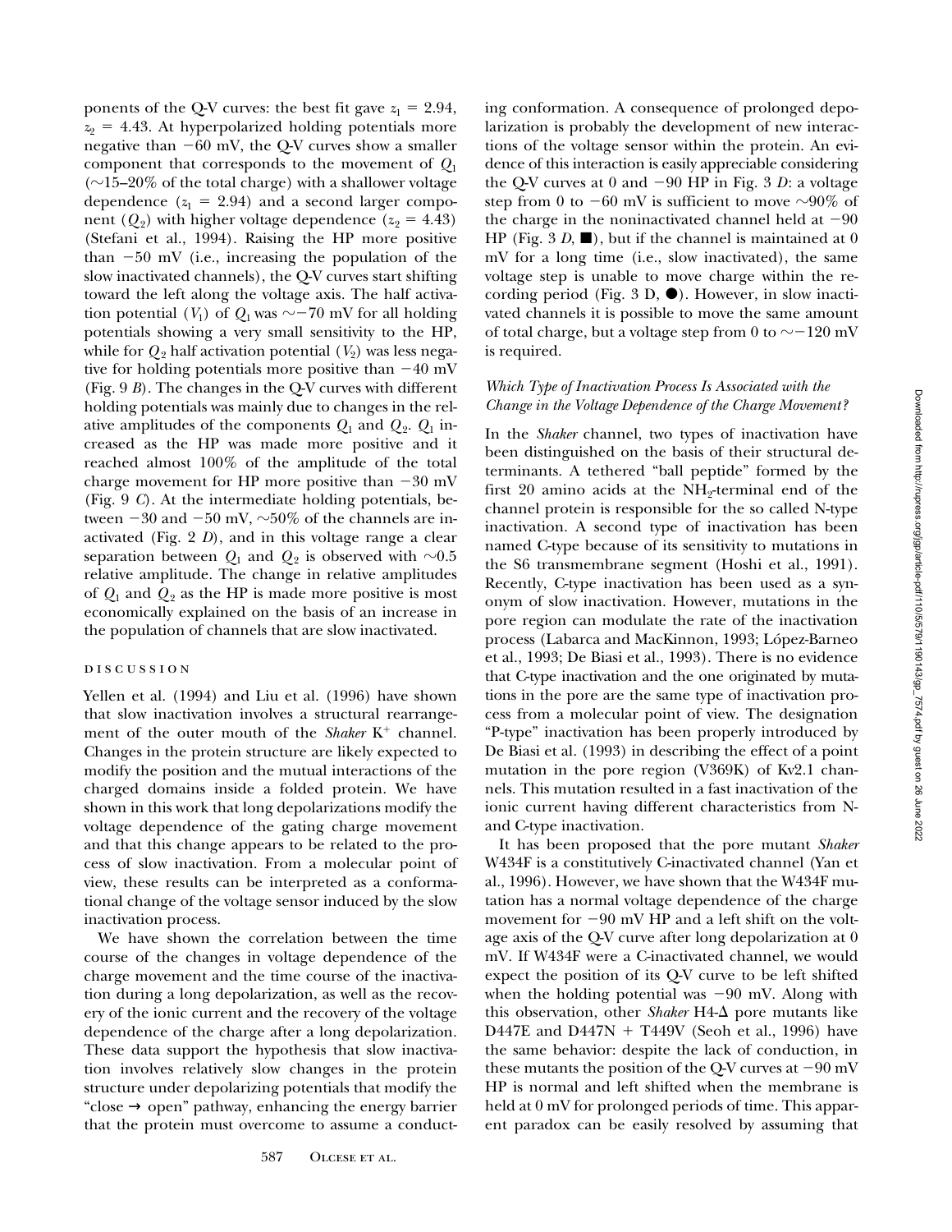ponents of the Q-V curves: the best fit gave $z_1 = 2.94$, $z_2 = 4.43$. At hyperpolarized holding potentials more negative than −60 mV, the Q-V curves show a smaller component that corresponds to the movement of $Q_1$ (∼15–20% of the total charge) with a shallower voltage dependence ($z_1 = 2.94$) and a second larger component ($Q_2$) with higher voltage dependence ($z_2 = 4.43$) (Stefani et al., 1994). Raising the HP more positive than −50 mV (i.e., increasing the population of the slow inactivated channels), the Q-V curves start shifting toward the left along the voltage axis. The half activation potential ($V_1$) of $Q_1$ was ∼−70 mV for all holding potentials showing a very small sensitivity to the HP, while for $Q_2$ half activation potential ($V_2$) was less negative for holding potentials more positive than −40 mV (Fig. 9 *B*). The changes in the Q-V curves with different holding potentials was mainly due to changes in the relative amplitudes of the components $Q_1$ and $Q_2$. $Q_1$ increased as the HP was made more positive and it reached almost 100% of the amplitude of the total charge movement for HP more positive than −30 mV (Fig. 9 *C*). At the intermediate holding potentials, between −30 and −50 mV, ∼50% of the channels are inactivated (Fig. 2 *D*), and in this voltage range a clear separation between $Q_1$ and $Q_2$ is observed with ∼0.5 relative amplitude. The change in relative amplitudes of $Q_1$ and $Q_2$ as the HP is made more positive is most economically explained on the basis of an increase in the population of channels that are slow inactivated.

## DISCUSSION

Yellen et al. (1994) and Liu et al. (1996) have shown that slow inactivation involves a structural rearrangement of the outer mouth of the *Shaker* $K^+$ channel. Changes in the protein structure are likely expected to modify the position and the mutual interactions of the charged domains inside a folded protein. We have shown in this work that long depolarizations modify the voltage dependence of the gating charge movement and that this change appears to be related to the process of slow inactivation. From a molecular point of view, these results can be interpreted as a conformational change of the voltage sensor induced by the slow inactivation process.

We have shown the correlation between the time course of the changes in voltage dependence of the charge movement and the time course of the inactivation during a long depolarization, as well as the recovery of the ionic current and the recovery of the voltage dependence of the charge after a long depolarization. These data support the hypothesis that slow inactivation involves relatively slow changes in the protein structure under depolarizing potentials that modify the "close → open" pathway, enhancing the energy barrier that the protein must overcome to assume a conducting conformation. A consequence of prolonged depolarization is probably the development of new interactions of the voltage sensor within the protein. An evidence of this interaction is easily appreciable considering the Q-V curves at 0 and −90 HP in Fig. 3 *D*: a voltage step from 0 to −60 mV is sufficient to move ∼90% of the charge in the noninactivated channel held at −90 HP (Fig. 3 *D*, ■), but if the channel is maintained at 0 mV for a long time (i.e., slow inactivated), the same voltage step is unable to move charge within the recording period (Fig. 3 D, ●). However, in slow inactivated channels it is possible to move the same amount of total charge, but a voltage step from 0 to ∼−120 mV is required.

### *Which Type of Inactivation Process Is Associated with the Change in the Voltage Dependence of the Charge Movement?*

In the *Shaker* channel, two types of inactivation have been distinguished on the basis of their structural determinants. A tethered "ball peptide" formed by the first 20 amino acids at the $NH_2$-terminal end of the channel protein is responsible for the so called N-type inactivation. A second type of inactivation has been named C-type because of its sensitivity to mutations in the S6 transmembrane segment (Hoshi et al., 1991). Recently, C-type inactivation has been used as a synonym of slow inactivation. However, mutations in the pore region can modulate the rate of the inactivation process (Labarca and MacKinnon, 1993; López-Barneo et al., 1993; De Biasi et al., 1993). There is no evidence that C-type inactivation and the one originated by mutations in the pore are the same type of inactivation process from a molecular point of view. The designation "P-type" inactivation has been properly introduced by De Biasi et al. (1993) in describing the effect of a point mutation in the pore region (V369K) of Kv2.1 channels. This mutation resulted in a fast inactivation of the ionic current having different characteristics from N- and C-type inactivation.

It has been proposed that the pore mutant *Shaker* W434F is a constitutively C-inactivated channel (Yan et al., 1996). However, we have shown that the W434F mutation has a normal voltage dependence of the charge movement for −90 mV HP and a left shift on the voltage axis of the Q-V curve after long depolarization at 0 mV. If W434F were a C-inactivated channel, we would expect the position of its Q-V curve to be left shifted when the holding potential was −90 mV. Along with this observation, other *Shaker* H4-Δ pore mutants like D447E and D447N + T449V (Seoh et al., 1996) have the same behavior: despite the lack of conduction, in these mutants the position of the Q-V curves at −90 mV HP is normal and left shifted when the membrane is held at 0 mV for prolonged periods of time. This apparent paradox can be easily resolved by assuming that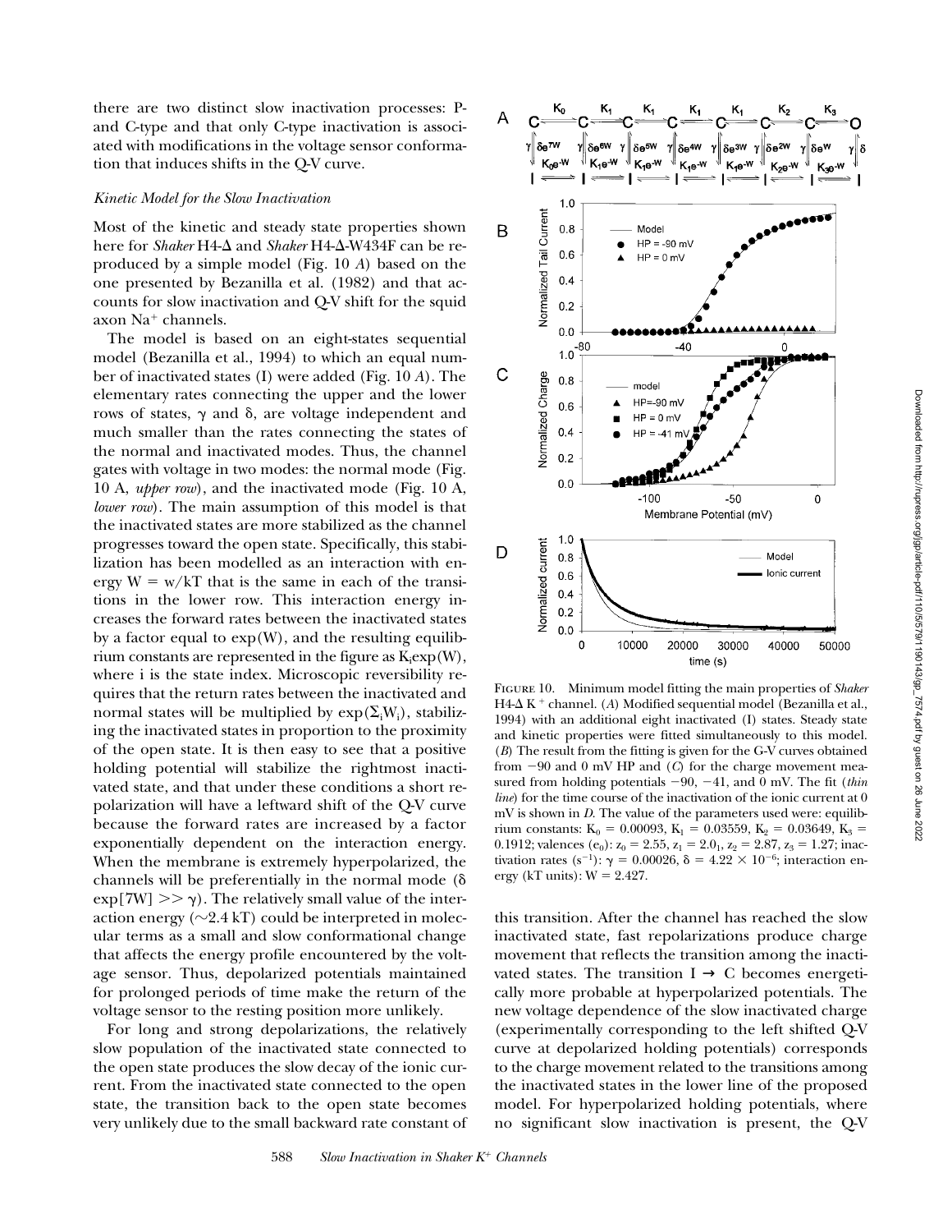there are two distinct slow inactivation processes: P- and C-type and that only C-type inactivation is associated with modifications in the voltage sensor conformation that induces shifts in the Q-V curve.

### *Kinetic Model for the Slow Inactivation*

Most of the kinetic and steady state properties shown here for *Shaker* H4-Δ and *Shaker* H4-Δ-W434F can be reproduced by a simple model (Fig. 10 *A*) based on the one presented by Bezanilla et al. (1982) and that accounts for slow inactivation and Q-V shift for the squid axon $Na^+$ channels.

The model is based on an eight-states sequential model (Bezanilla et al., 1994) to which an equal number of inactivated states (I) were added (Fig. 10 *A*). The elementary rates connecting the upper and the lower rows of states, γ and δ, are voltage independent and much smaller than the rates connecting the states of the normal and inactivated modes. Thus, the channel gates with voltage in two modes: the normal mode (Fig. 10 A, *upper row*), and the inactivated mode (Fig. 10 A, *lower row*). The main assumption of this model is that the inactivated states are more stabilized as the channel progresses toward the open state. Specifically, this stabilization has been modelled as an interaction with energy $W = w/kT$ that is the same in each of the transitions in the lower row. This interaction energy increases the forward rates between the inactivated states by a factor equal to $\exp(W)$, and the resulting equilibrium constants are represented in the figure as $K_i\exp(W)$, where i is the state index. Microscopic reversibility requires that the return rates between the inactivated and normal states will be multiplied by $\exp(\Sigma_i W_i)$, stabilizing the inactivated states in proportion to the proximity of the open state. It is then easy to see that a positive holding potential will stabilize the rightmost inactivated state, and that under these conditions a short repolarization will have a leftward shift of the Q-V curve because the forward rates are increased by a factor exponentially dependent on the interaction energy. When the membrane is extremely hyperpolarized, the channels will be preferentially in the normal mode ($\delta \exp[7W] >> \gamma$). The relatively small value of the interaction energy (~2.4 kT) could be interpreted in molecular terms as a small and slow conformational change that affects the energy profile encountered by the voltage sensor. Thus, depolarized potentials maintained for prolonged periods of time make the return of the voltage sensor to the resting position more unlikely.

For long and strong depolarizations, the relatively slow population of the inactivated state connected to the open state produces the slow decay of the ionic current. From the inactivated state connected to the open state, the transition back to the open state becomes very unlikely due to the small backward rate constant of this transition. After the channel has reached the slow inactivated state, fast repolarizations produce charge movement that reflects the transition among the inactivated states. The transition I → C becomes energetically more probable at hyperpolarized potentials. The new voltage dependence of the slow inactivated charge (experimentally corresponding to the left shifted Q-V curve at depolarized holding potentials) corresponds to the charge movement related to the transitions among the inactivated states in the lower line of the proposed model. For hyperpolarized holding potentials, where no significant slow inactivation is present, the Q-V

FIGURE 10. Minimum model fitting the main properties of *Shaker* H4-Δ $K^+$ channel. (*A*) Modified sequential model (Bezanilla et al., 1994) with an additional eight inactivated (I) states. Steady state and kinetic properties were fitted simultaneously to this model. (*B*) The result from the fitting is given for the G-V curves obtained from −90 and 0 mV HP and (*C*) for the charge movement measured from holding potentials −90, −41, and 0 mV. The fit (*thin line*) for the time course of the inactivation of the ionic current at 0 mV is shown in *D*. The value of the parameters used were: equilibrium constants: $K_0 = 0.00093$, $K_1 = 0.03559$, $K_2 = 0.03649$, $K_3 = 0.1912$; valences ($e_0$): $z_0 = 2.55$, $z_1 = 2.0_1$, $z_2 = 2.87$, $z_3 = 1.27$; inactivation rates ($s^{-1}$): $\gamma = 0.00026$, $\delta = 4.22 \times 10^{-6}$; interaction energy (kT units): $W = 2.427$.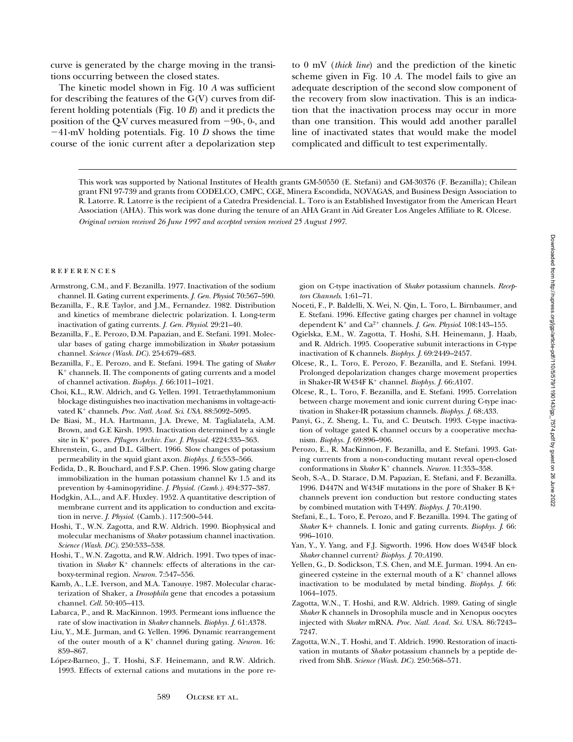curve is generated by the charge moving in the transitions occurring between the closed states.

The kinetic model shown in Fig. 10 *A* was sufficient for describing the features of the G(V) curves from different holding potentials (Fig. 10 *B*) and it predicts the position of the Q-V curves measured from −90-, 0-, and −41-mV holding potentials. Fig. 10 *D* shows the time course of the ionic current after a depolarization step to 0 mV (*thick line*) and the prediction of the kinetic scheme given in Fig. 10 *A*. The model fails to give an adequate description of the second slow component of the recovery from slow inactivation. This is an indication that the inactivation process may occur in more than one transition. This would add another parallel line of inactivated states that would make the model complicated and difficult to test experimentally.

---

This work was supported by National Institutes of Health grants GM-50550 (E. Stefani) and GM-30376 (F. Bezanilla); Chilean grant FNI 97-739 and grants from CODELCO, CMPC, CGE, Minera Escondida, NOVAGAS, and Business Design Association to R. Latorre. R. Latorre is the recipient of a Catedra Presidencial. L. Toro is an Established Investigator from the American Heart Association (AHA). This work was done during the tenure of an AHA Grant in Aid Greater Los Angeles Affiliate to R. Olcese.

*Original version received 26 June 1997 and accepted version received 25 August 1997.*

## REFERENCES

Armstrong, C.M., and F. Bezanilla. 1977. Inactivation of the sodium channel. II. Gating current experiments. *J. Gen. Physiol.* 70:567–590.

Bezanilla, F., R.E Taylor, and J.M., Fernandez. 1982. Distribution and kinetics of membrane dielectric polarization. I. Long-term inactivation of gating currents. *J. Gen. Physiol.* 29:21–40.

Bezanilla, F., E. Perozo, D.M. Papazian, and E. Stefani. 1991. Molecular bases of gating charge immobilization in *Shaker* potassium channel. *Science (Wash. DC).* 254:679–683.

Bezanilla, F., E. Perozo, and E. Stefani. 1994. The gating of *Shaker* $K^+$ channels. II. The components of gating currents and a model of channel activation. *Biophys. J.* 66:1011–1021.

Choi, K.L., R.W. Aldrich, and G. Yellen. 1991. Tetraethylammonium blockage distinguishes two inactivation mechanisms in voltage-activated $K^+$ channels. *Proc. Natl. Acad. Sci. USA.* 88:5092–5095.

De Biasi, M., H.A. Hartmann, J.A. Drewe, M. Taglialatela, A.M. Brown, and G.E Kirsh. 1993. Inactivation determined by a single site in $K^+$ pores. *Pflugers Archiv. Eur. J. Physiol.* 4224:335–363.

Ehrenstein, G., and D.L. Gilbert. 1966. Slow changes of potassium permeability in the squid giant axon. *Biophys. J.* 6:553–566.

Fedida, D., R. Bouchard, and F.S.P. Chen. 1996. Slow gating charge immobilization in the human potassium channel Kv 1.5 and its prevention by 4-aminopyridine. *J. Physiol. (Camb.).* 494:377–387.

Hodgkin, A.L., and A.F. Huxley. 1952. A quantitative description of membrane current and its application to conduction and excitation in nerve. *J. Physiol.* (Camb.). 117:500–544.

Hoshi, T., W.N. Zagotta, and R.W. Aldrich. 1990. Biophysical and molecular mechanisms of *Shaker* potassium channel inactivation. *Science (Wash. DC).* 250:533–538.

Hoshi, T., W.N. Zagotta, and R.W. Aldrich. 1991. Two types of inactivation in *Shaker* $K^+$ channels: effects of alterations in the carboxy-terminal region. *Neuron.* 7:547–556.

Kamb, A., L.E. Iverson, and M.A. Tanouye. 1987. Molecular characterization of Shaker, a *Drosophila* gene that encodes a potassium channel. *Cell.* 50:405–413.

Labarca, P., and R. MacKinnon. 1993. Permeant ions influence the rate of slow inactivation in *Shaker* channels. *Biophys. J.* 61:A378.

Liu, Y., M.E. Jurman, and G. Yellen. 1996. Dynamic rearrangement of the outer mouth of a $K^+$ channel during gating. *Neuron.* 16: 859–867.

López-Barneo, J., T. Hoshi, S.F. Heinemann, and R.W. Aldrich. 1993. Effects of external cations and mutations in the pore region on C-type inactivation of *Shaker* potassium channels. *Receptors Channels.* 1:61–71.

Noceti, F., P. Baldelli, X. Wei, N. Qin, L. Toro, L. Birnbaumer, and E. Stefani. 1996. Effective gating charges per channel in voltage dependent $K^+$ and $Ca^{2+}$ channels. *J. Gen. Physiol.* 108:143–155.

Ogielska, E.M., W. Zagotta, T. Hoshi, S.H. Heinemann, J. Haab, and R. Aldrich. 1995. Cooperative subunit interactions in C-type inactivation of K channels. *Biophys. J.* 69:2449–2457.

Olcese, R., L. Toro, E. Perozo, F. Bezanilla, and E. Stefani. 1994. Prolonged depolarization changes charge movement properties in Shaker-IR W434F $K^+$ channel. *Biophys. J.* 66:A107.

Olcese, R., L. Toro, F. Bezanilla, and E. Stefani. 1995. Correlation between charge movement and ionic current during C-type inactivation in Shaker-IR potassium channels. *Biophys. J.* 68:A33.

Panyi, G., Z. Sheng, L. Tu, and C. Deutsch. 1993. C-type inactivation of voltage gated K channel occurs by a cooperative mechanism. *Biophys. J.* 69:896–906.

Perozo, E., R. MacKinnon, F. Bezanilla, and E. Stefani. 1993. Gating currents from a non-conducting mutant reveal open-closed conformations in *Shaker* $K^+$ channels. *Neuron.* 11:353–358.

Seoh, S.-A., D. Starace, D.M. Papazian, E. Stefani, and F. Bezanilla. 1996. D447N and W434F mutations in the pore of Shaker B K+ channels prevent ion conduction but restore conducting states by combined mutation with T449Y. *Biophys. J.* 70:A190.

Stefani, E., L. Toro, E. Perozo, and F. Bezanilla. 1994. The gating of *Shaker* K+ channels. I. Ionic and gating currents. *Biophys. J.* 66: 996–1010.

Yan, Y., Y. Yang, and F.J. Sigworth. 1996. How does W434F block *Shaker* channel current? *Biophys. J.* 70:A190.

Yellen, G., D. Sodickson, T.S. Chen, and M.E. Jurman. 1994. An engineered cysteine in the external mouth of a $K^+$ channel allows inactivation to be modulated by metal binding. *Biophys. J.* 66: 1064–1075.

Zagotta, W.N., T. Hoshi, and R.W. Aldrich. 1989. Gating of single *Shaker* K channels in Drosophila muscle and in Xenopus oocytes injected with *Shaker* mRNA. *Proc. Natl. Acad. Sci.* USA. 86:7243–7247.

Zagotta, W.N., T. Hoshi, and T. Aldrich. 1990. Restoration of inactivation in mutants of *Shaker* potassium channels by a peptide derived from ShB. *Science (Wash. DC).* 250:568–571.